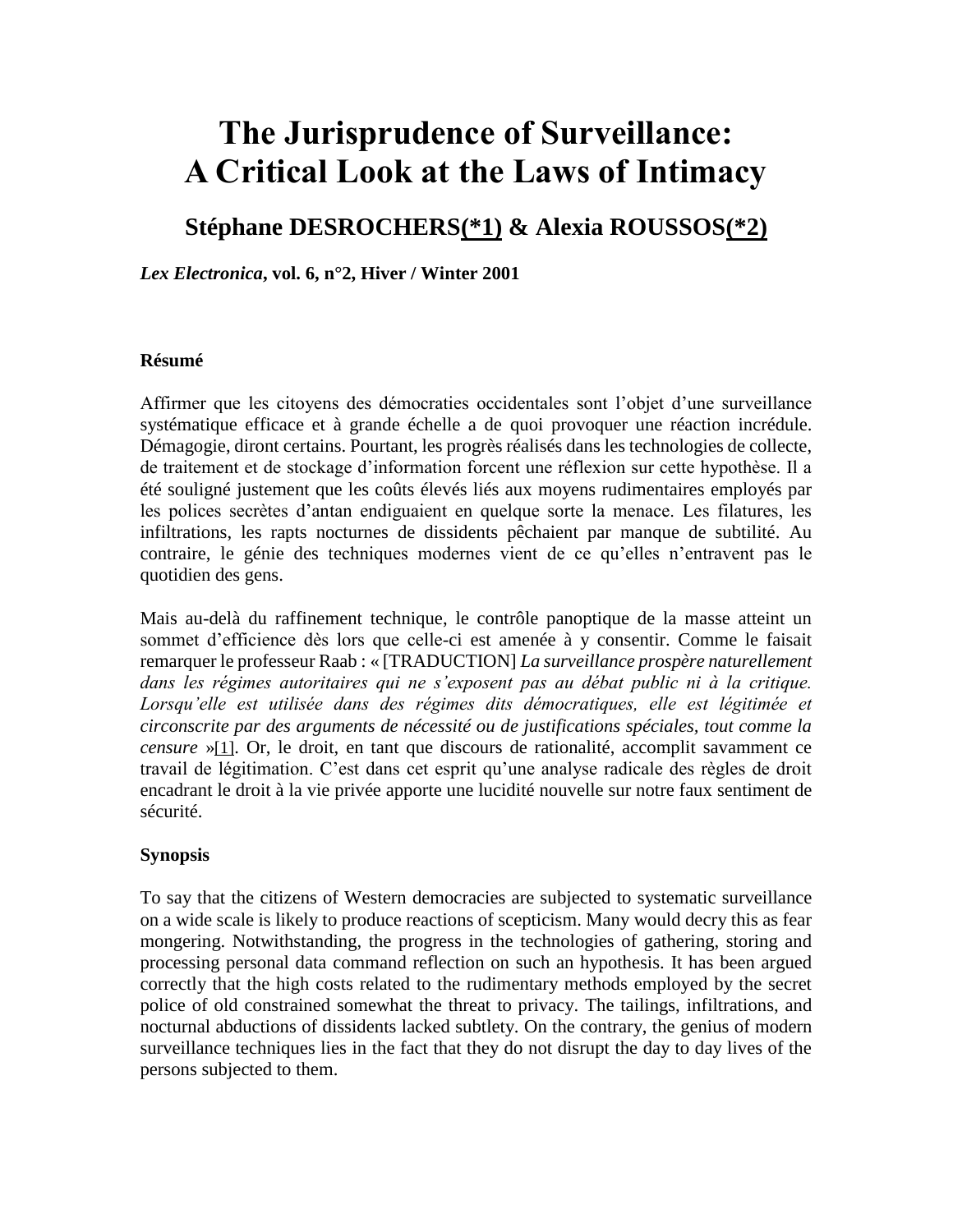# The Jurisprudence of Surveillance: A Critical Look at the Laws of Intimacy

## Stéphane DESROCHERS(*1) & Alexia ROUSSOS(*2)

***Lex Electronica*, vol. 6, n°2, Hiver / Winter 2001**

**Résumé**

Affirmer que les citoyens des démocraties occidentales sont l'objet d'une surveillance systématique efficace et à grande échelle a de quoi provoquer une réaction incrédule. Démagogie, diront certains. Pourtant, les progrès réalisés dans les technologies de collecte, de traitement et de stockage d'information forcent une réflexion sur cette hypothèse. Il a été souligné justement que les coûts élevés liés aux moyens rudimentaires employés par les polices secrètes d'antan endiguaient en quelque sorte la menace. Les filatures, les infiltrations, les rapts nocturnes de dissidents pêchaient par manque de subtilité. Au contraire, le génie des techniques modernes vient de ce qu'elles n'entravent pas le quotidien des gens.

Mais au-delà du raffinement technique, le contrôle panoptique de la masse atteint un sommet d'efficience dès lors que celle-ci est amenée à y consentir. Comme le faisait remarquer le professeur Raab : « [TRADUCTION] *La surveillance prospère naturellement dans les régimes autoritaires qui ne s'exposent pas au débat public ni à la critique. Lorsqu'elle est utilisée dans des régimes dits démocratiques, elle est légitimée et circonscrite par des arguments de nécessité ou de justifications spéciales, tout comme la censure* »[1]. Or, le droit, en tant que discours de rationalité, accomplit savamment ce travail de légitimation. C'est dans cet esprit qu'une analyse radicale des règles de droit encadrant le droit à la vie privée apporte une lucidité nouvelle sur notre faux sentiment de sécurité.

**Synopsis**

To say that the citizens of Western democracies are subjected to systematic surveillance on a wide scale is likely to produce reactions of scepticism. Many would decry this as fear mongering. Notwithstanding, the progress in the technologies of gathering, storing and processing personal data command reflection on such an hypothesis. It has been argued correctly that the high costs related to the rudimentary methods employed by the secret police of old constrained somewhat the threat to privacy. The tailings, infiltrations, and nocturnal abductions of dissidents lacked subtlety. On the contrary, the genius of modern surveillance techniques lies in the fact that they do not disrupt the day to day lives of the persons subjected to them.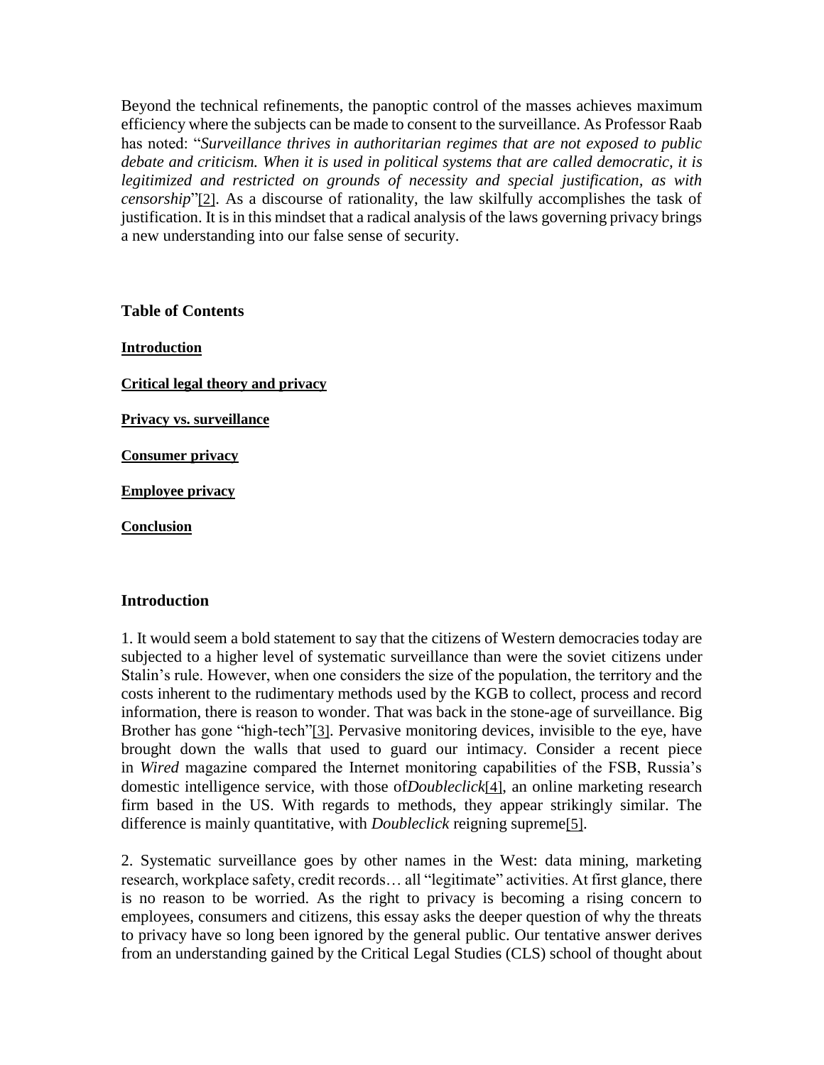Beyond the technical refinements, the panoptic control of the masses achieves maximum efficiency where the subjects can be made to consent to the surveillance. As Professor Raab has noted: "*Surveillance thrives in authoritarian regimes that are not exposed to public debate and criticism. When it is used in political systems that are called democratic, it is legitimized and restricted on grounds of necessity and special justification, as with censorship*"[2]. As a discourse of rationality, the law skilfully accomplishes the task of justification. It is in this mindset that a radical analysis of the laws governing privacy brings a new understanding into our false sense of security.

**Table of Contents**

**Introduction**

**Critical legal theory and privacy**

**Privacy vs. surveillance**

**Consumer privacy**

**Employee privacy**

**Conclusion**

## Introduction

1. It would seem a bold statement to say that the citizens of Western democracies today are subjected to a higher level of systematic surveillance than were the soviet citizens under Stalin's rule. However, when one considers the size of the population, the territory and the costs inherent to the rudimentary methods used by the KGB to collect, process and record information, there is reason to wonder. That was back in the stone-age of surveillance. Big Brother has gone "high-tech"[3]. Pervasive monitoring devices, invisible to the eye, have brought down the walls that used to guard our intimacy. Consider a recent piece in *Wired* magazine compared the Internet monitoring capabilities of the FSB, Russia's domestic intelligence service, with those of*Doubleclick*[4], an online marketing research firm based in the US. With regards to methods, they appear strikingly similar. The difference is mainly quantitative, with *Doubleclick* reigning supreme[5].

2. Systematic surveillance goes by other names in the West: data mining, marketing research, workplace safety, credit records… all "legitimate" activities. At first glance, there is no reason to be worried. As the right to privacy is becoming a rising concern to employees, consumers and citizens, this essay asks the deeper question of why the threats to privacy have so long been ignored by the general public. Our tentative answer derives from an understanding gained by the Critical Legal Studies (CLS) school of thought about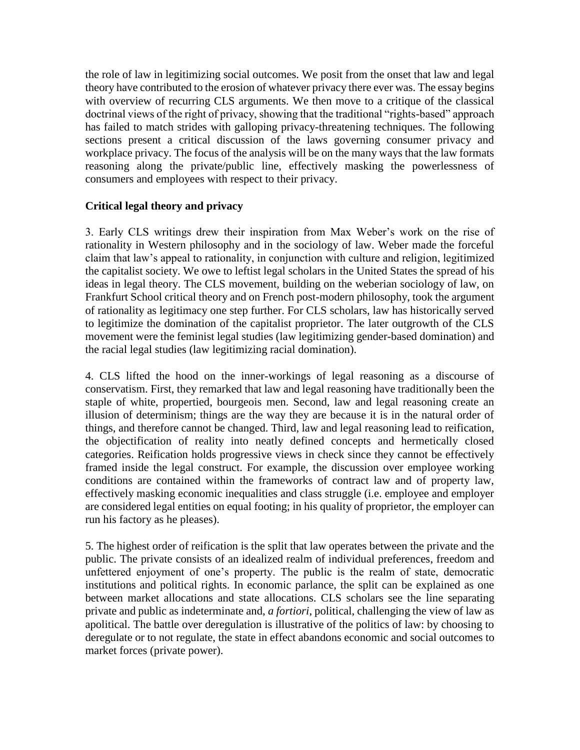the role of law in legitimizing social outcomes. We posit from the onset that law and legal theory have contributed to the erosion of whatever privacy there ever was. The essay begins with overview of recurring CLS arguments. We then move to a critique of the classical doctrinal views of the right of privacy, showing that the traditional "rights-based" approach has failed to match strides with galloping privacy-threatening techniques. The following sections present a critical discussion of the laws governing consumer privacy and workplace privacy. The focus of the analysis will be on the many ways that the law formats reasoning along the private/public line, effectively masking the powerlessness of consumers and employees with respect to their privacy.

**Critical legal theory and privacy**

3. Early CLS writings drew their inspiration from Max Weber's work on the rise of rationality in Western philosophy and in the sociology of law. Weber made the forceful claim that law's appeal to rationality, in conjunction with culture and religion, legitimized the capitalist society. We owe to leftist legal scholars in the United States the spread of his ideas in legal theory. The CLS movement, building on the weberian sociology of law, on Frankfurt School critical theory and on French post-modern philosophy, took the argument of rationality as legitimacy one step further. For CLS scholars, law has historically served to legitimize the domination of the capitalist proprietor. The later outgrowth of the CLS movement were the feminist legal studies (law legitimizing gender-based domination) and the racial legal studies (law legitimizing racial domination).

4. CLS lifted the hood on the inner-workings of legal reasoning as a discourse of conservatism. First, they remarked that law and legal reasoning have traditionally been the staple of white, propertied, bourgeois men. Second, law and legal reasoning create an illusion of determinism; things are the way they are because it is in the natural order of things, and therefore cannot be changed. Third, law and legal reasoning lead to reification, the objectification of reality into neatly defined concepts and hermetically closed categories. Reification holds progressive views in check since they cannot be effectively framed inside the legal construct. For example, the discussion over employee working conditions are contained within the frameworks of contract law and of property law, effectively masking economic inequalities and class struggle (i.e. employee and employer are considered legal entities on equal footing; in his quality of proprietor, the employer can run his factory as he pleases).

5. The highest order of reification is the split that law operates between the private and the public. The private consists of an idealized realm of individual preferences, freedom and unfettered enjoyment of one's property. The public is the realm of state, democratic institutions and political rights. In economic parlance, the split can be explained as one between market allocations and state allocations. CLS scholars see the line separating private and public as indeterminate and, *a fortiori*, political, challenging the view of law as apolitical. The battle over deregulation is illustrative of the politics of law: by choosing to deregulate or to not regulate, the state in effect abandons economic and social outcomes to market forces (private power).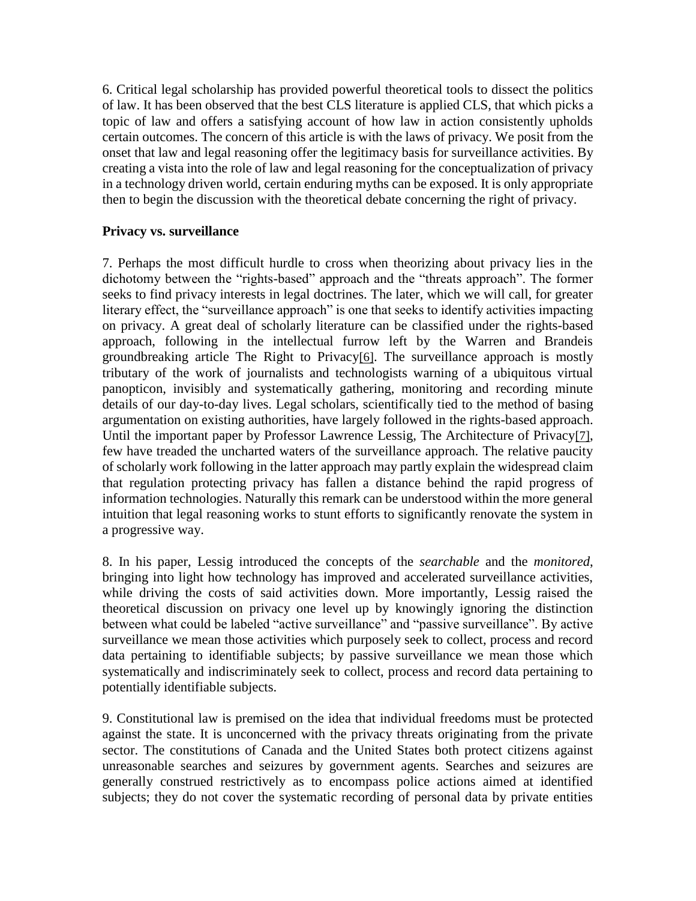6. Critical legal scholarship has provided powerful theoretical tools to dissect the politics of law. It has been observed that the best CLS literature is applied CLS, that which picks a topic of law and offers a satisfying account of how law in action consistently upholds certain outcomes. The concern of this article is with the laws of privacy. We posit from the onset that law and legal reasoning offer the legitimacy basis for surveillance activities. By creating a vista into the role of law and legal reasoning for the conceptualization of privacy in a technology driven world, certain enduring myths can be exposed. It is only appropriate then to begin the discussion with the theoretical debate concerning the right of privacy.

**Privacy vs. surveillance**

7. Perhaps the most difficult hurdle to cross when theorizing about privacy lies in the dichotomy between the "rights-based" approach and the "threats approach". The former seeks to find privacy interests in legal doctrines. The later, which we will call, for greater literary effect, the "surveillance approach" is one that seeks to identify activities impacting on privacy. A great deal of scholarly literature can be classified under the rights-based approach, following in the intellectual furrow left by the Warren and Brandeis groundbreaking article The Right to Privacy[6]. The surveillance approach is mostly tributary of the work of journalists and technologists warning of a ubiquitous virtual panopticon, invisibly and systematically gathering, monitoring and recording minute details of our day-to-day lives. Legal scholars, scientifically tied to the method of basing argumentation on existing authorities, have largely followed in the rights-based approach. Until the important paper by Professor Lawrence Lessig, The Architecture of Privacy[7], few have treaded the uncharted waters of the surveillance approach. The relative paucity of scholarly work following in the latter approach may partly explain the widespread claim that regulation protecting privacy has fallen a distance behind the rapid progress of information technologies. Naturally this remark can be understood within the more general intuition that legal reasoning works to stunt efforts to significantly renovate the system in a progressive way.

8. In his paper, Lessig introduced the concepts of the *searchable* and the *monitored*, bringing into light how technology has improved and accelerated surveillance activities, while driving the costs of said activities down. More importantly, Lessig raised the theoretical discussion on privacy one level up by knowingly ignoring the distinction between what could be labeled "active surveillance" and "passive surveillance". By active surveillance we mean those activities which purposely seek to collect, process and record data pertaining to identifiable subjects; by passive surveillance we mean those which systematically and indiscriminately seek to collect, process and record data pertaining to potentially identifiable subjects.

9. Constitutional law is premised on the idea that individual freedoms must be protected against the state. It is unconcerned with the privacy threats originating from the private sector. The constitutions of Canada and the United States both protect citizens against unreasonable searches and seizures by government agents. Searches and seizures are generally construed restrictively as to encompass police actions aimed at identified subjects; they do not cover the systematic recording of personal data by private entities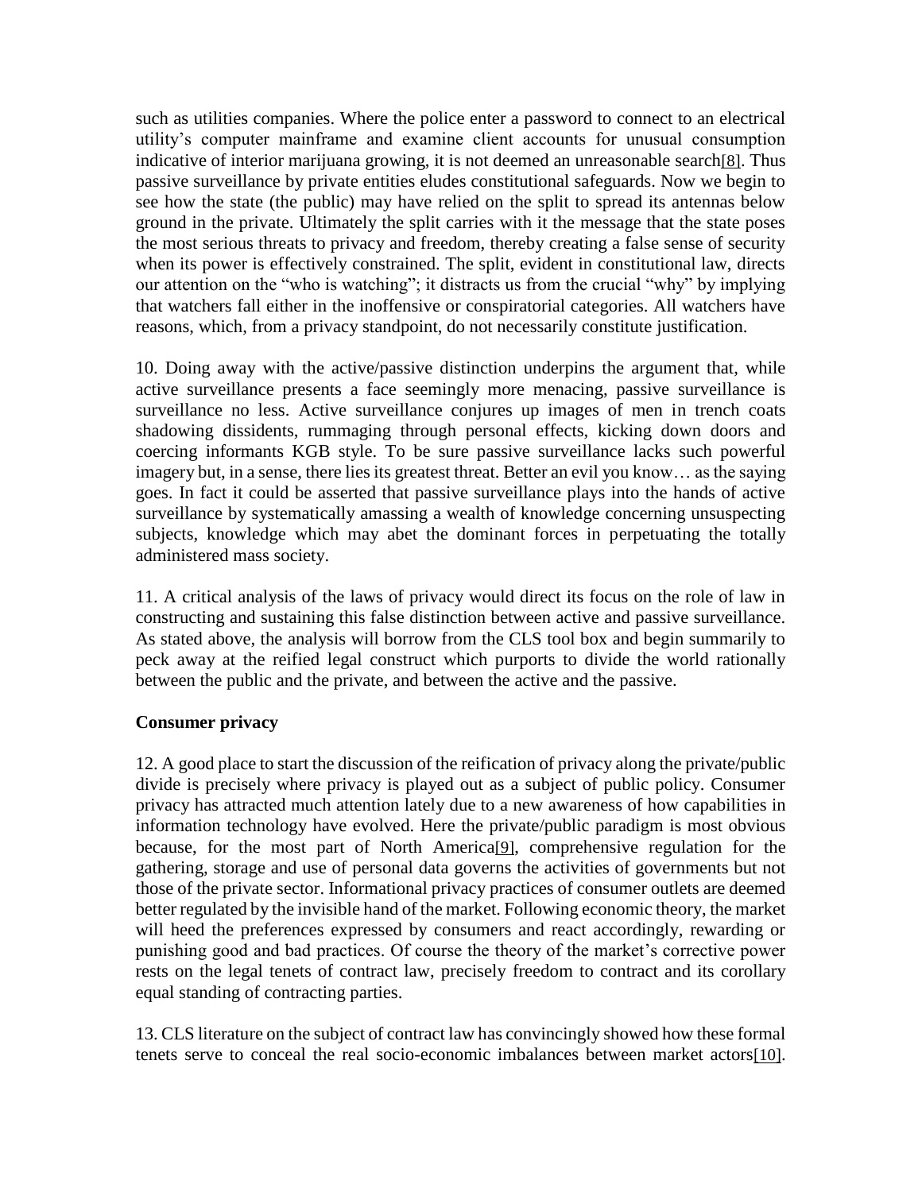such as utilities companies. Where the police enter a password to connect to an electrical utility's computer mainframe and examine client accounts for unusual consumption indicative of interior marijuana growing, it is not deemed an unreasonable search[8]. Thus passive surveillance by private entities eludes constitutional safeguards. Now we begin to see how the state (the public) may have relied on the split to spread its antennas below ground in the private. Ultimately the split carries with it the message that the state poses the most serious threats to privacy and freedom, thereby creating a false sense of security when its power is effectively constrained. The split, evident in constitutional law, directs our attention on the "who is watching"; it distracts us from the crucial "why" by implying that watchers fall either in the inoffensive or conspiratorial categories. All watchers have reasons, which, from a privacy standpoint, do not necessarily constitute justification.

10. Doing away with the active/passive distinction underpins the argument that, while active surveillance presents a face seemingly more menacing, passive surveillance is surveillance no less. Active surveillance conjures up images of men in trench coats shadowing dissidents, rummaging through personal effects, kicking down doors and coercing informants KGB style. To be sure passive surveillance lacks such powerful imagery but, in a sense, there lies its greatest threat. Better an evil you know… as the saying goes. In fact it could be asserted that passive surveillance plays into the hands of active surveillance by systematically amassing a wealth of knowledge concerning unsuspecting subjects, knowledge which may abet the dominant forces in perpetuating the totally administered mass society.

11. A critical analysis of the laws of privacy would direct its focus on the role of law in constructing and sustaining this false distinction between active and passive surveillance. As stated above, the analysis will borrow from the CLS tool box and begin summarily to peck away at the reified legal construct which purports to divide the world rationally between the public and the private, and between the active and the passive.

**Consumer privacy**

12. A good place to start the discussion of the reification of privacy along the private/public divide is precisely where privacy is played out as a subject of public policy. Consumer privacy has attracted much attention lately due to a new awareness of how capabilities in information technology have evolved. Here the private/public paradigm is most obvious because, for the most part of North America[9], comprehensive regulation for the gathering, storage and use of personal data governs the activities of governments but not those of the private sector. Informational privacy practices of consumer outlets are deemed better regulated by the invisible hand of the market. Following economic theory, the market will heed the preferences expressed by consumers and react accordingly, rewarding or punishing good and bad practices. Of course the theory of the market's corrective power rests on the legal tenets of contract law, precisely freedom to contract and its corollary equal standing of contracting parties.

13. CLS literature on the subject of contract law has convincingly showed how these formal tenets serve to conceal the real socio-economic imbalances between market actors[10].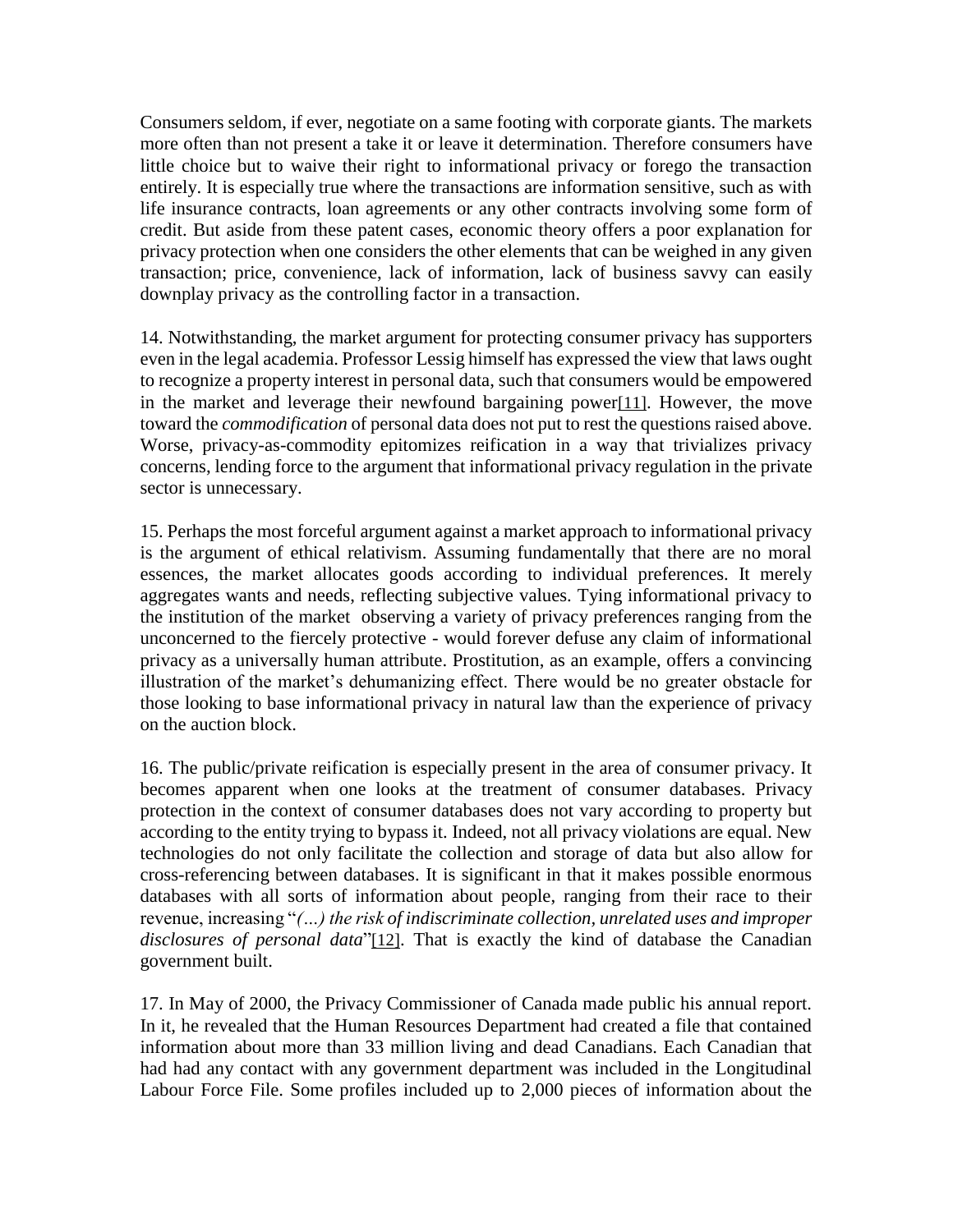Consumers seldom, if ever, negotiate on a same footing with corporate giants. The markets more often than not present a take it or leave it determination. Therefore consumers have little choice but to waive their right to informational privacy or forego the transaction entirely. It is especially true where the transactions are information sensitive, such as with life insurance contracts, loan agreements or any other contracts involving some form of credit. But aside from these patent cases, economic theory offers a poor explanation for privacy protection when one considers the other elements that can be weighed in any given transaction; price, convenience, lack of information, lack of business savvy can easily downplay privacy as the controlling factor in a transaction.

14. Notwithstanding, the market argument for protecting consumer privacy has supporters even in the legal academia. Professor Lessig himself has expressed the view that laws ought to recognize a property interest in personal data, such that consumers would be empowered in the market and leverage their newfound bargaining power[11]. However, the move toward the *commodification* of personal data does not put to rest the questions raised above. Worse, privacy-as-commodity epitomizes reification in a way that trivializes privacy concerns, lending force to the argument that informational privacy regulation in the private sector is unnecessary.

15. Perhaps the most forceful argument against a market approach to informational privacy is the argument of ethical relativism. Assuming fundamentally that there are no moral essences, the market allocates goods according to individual preferences. It merely aggregates wants and needs, reflecting subjective values. Tying informational privacy to the institution of the market observing a variety of privacy preferences ranging from the unconcerned to the fiercely protective - would forever defuse any claim of informational privacy as a universally human attribute. Prostitution, as an example, offers a convincing illustration of the market's dehumanizing effect. There would be no greater obstacle for those looking to base informational privacy in natural law than the experience of privacy on the auction block.

16. The public/private reification is especially present in the area of consumer privacy. It becomes apparent when one looks at the treatment of consumer databases. Privacy protection in the context of consumer databases does not vary according to property but according to the entity trying to bypass it. Indeed, not all privacy violations are equal. New technologies do not only facilitate the collection and storage of data but also allow for cross-referencing between databases. It is significant in that it makes possible enormous databases with all sorts of information about people, ranging from their race to their revenue, increasing "*(…) the risk of indiscriminate collection, unrelated uses and improper disclosures of personal data*"[12]. That is exactly the kind of database the Canadian government built.

17. In May of 2000, the Privacy Commissioner of Canada made public his annual report. In it, he revealed that the Human Resources Department had created a file that contained information about more than 33 million living and dead Canadians. Each Canadian that had had any contact with any government department was included in the Longitudinal Labour Force File. Some profiles included up to 2,000 pieces of information about the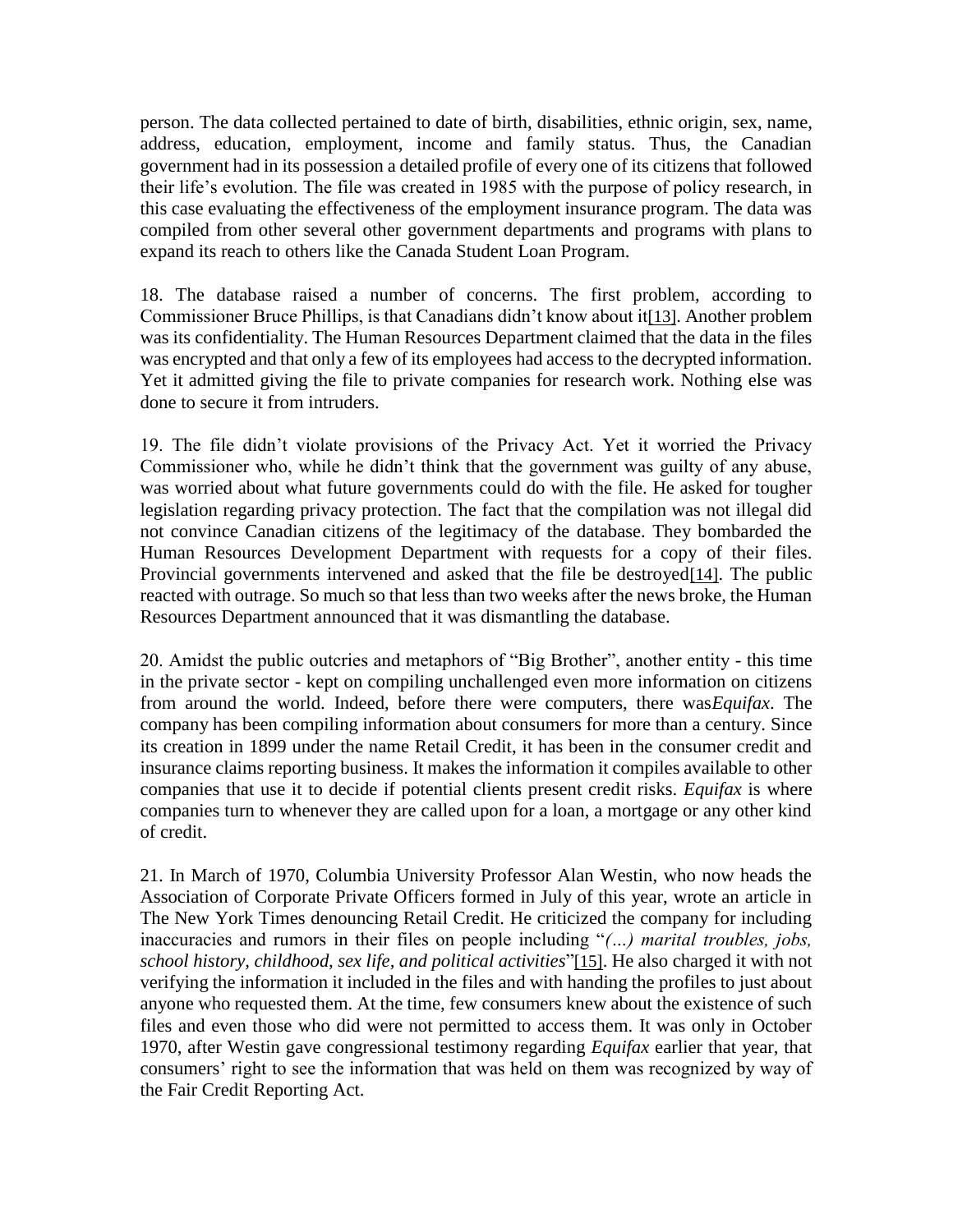person. The data collected pertained to date of birth, disabilities, ethnic origin, sex, name, address, education, employment, income and family status. Thus, the Canadian government had in its possession a detailed profile of every one of its citizens that followed their life's evolution. The file was created in 1985 with the purpose of policy research, in this case evaluating the effectiveness of the employment insurance program. The data was compiled from other several other government departments and programs with plans to expand its reach to others like the Canada Student Loan Program.

18. The database raised a number of concerns. The first problem, according to Commissioner Bruce Phillips, is that Canadians didn't know about it[13]. Another problem was its confidentiality. The Human Resources Department claimed that the data in the files was encrypted and that only a few of its employees had access to the decrypted information. Yet it admitted giving the file to private companies for research work. Nothing else was done to secure it from intruders.

19. The file didn't violate provisions of the Privacy Act. Yet it worried the Privacy Commissioner who, while he didn't think that the government was guilty of any abuse, was worried about what future governments could do with the file. He asked for tougher legislation regarding privacy protection. The fact that the compilation was not illegal did not convince Canadian citizens of the legitimacy of the database. They bombarded the Human Resources Development Department with requests for a copy of their files. Provincial governments intervened and asked that the file be destroyed[14]. The public reacted with outrage. So much so that less than two weeks after the news broke, the Human Resources Department announced that it was dismantling the database.

20. Amidst the public outcries and metaphors of "Big Brother", another entity - this time in the private sector - kept on compiling unchallenged even more information on citizens from around the world. Indeed, before there were computers, there was*Equifax*. The company has been compiling information about consumers for more than a century. Since its creation in 1899 under the name Retail Credit, it has been in the consumer credit and insurance claims reporting business. It makes the information it compiles available to other companies that use it to decide if potential clients present credit risks. *Equifax* is where companies turn to whenever they are called upon for a loan, a mortgage or any other kind of credit.

21. In March of 1970, Columbia University Professor Alan Westin, who now heads the Association of Corporate Private Officers formed in July of this year, wrote an article in The New York Times denouncing Retail Credit. He criticized the company for including inaccuracies and rumors in their files on people including "*(...) marital troubles, jobs, school history, childhood, sex life, and political activities*"[15]. He also charged it with not verifying the information it included in the files and with handing the profiles to just about anyone who requested them. At the time, few consumers knew about the existence of such files and even those who did were not permitted to access them. It was only in October 1970, after Westin gave congressional testimony regarding *Equifax* earlier that year, that consumers' right to see the information that was held on them was recognized by way of the Fair Credit Reporting Act.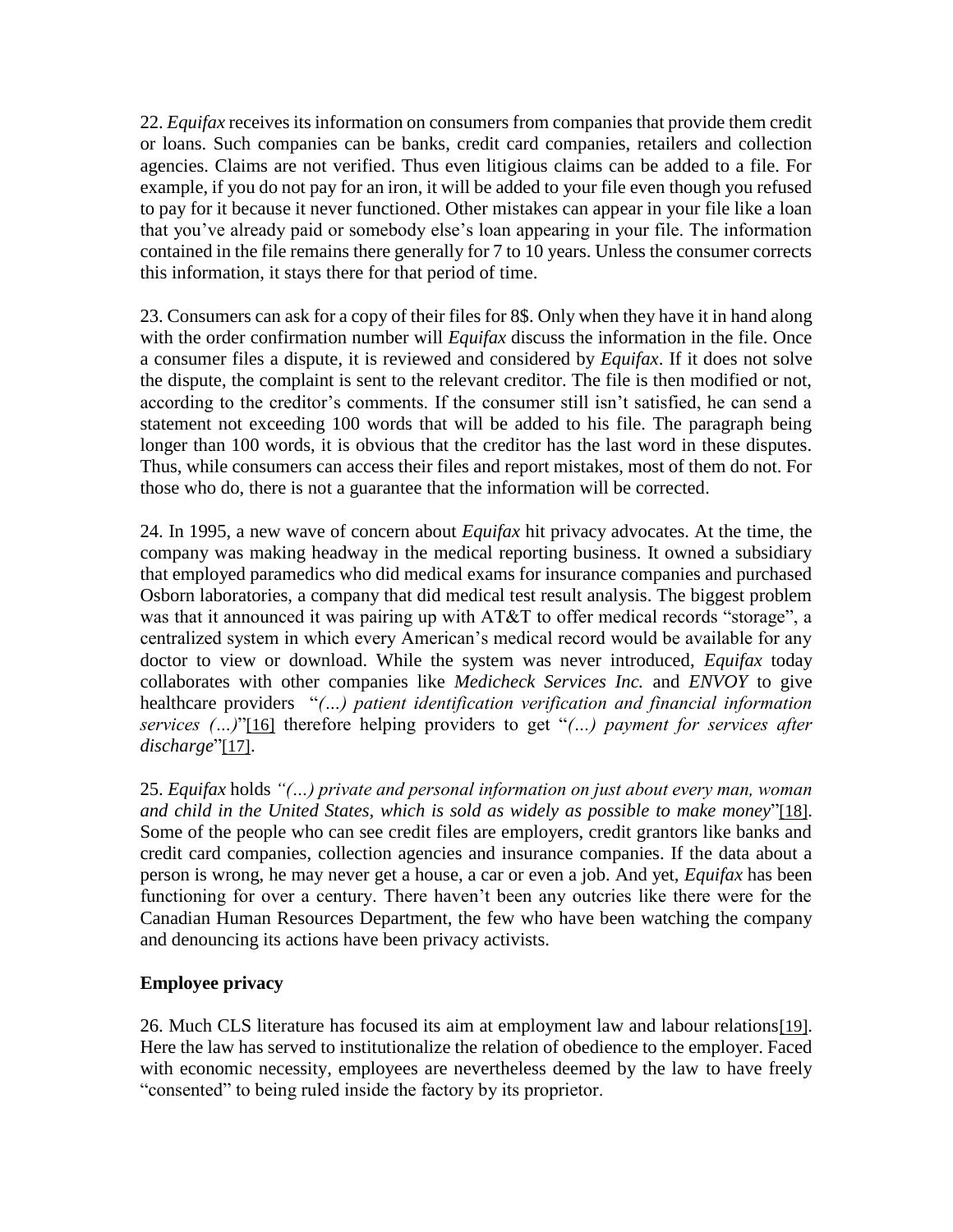22. *Equifax* receives its information on consumers from companies that provide them credit or loans. Such companies can be banks, credit card companies, retailers and collection agencies. Claims are not verified. Thus even litigious claims can be added to a file. For example, if you do not pay for an iron, it will be added to your file even though you refused to pay for it because it never functioned. Other mistakes can appear in your file like a loan that you've already paid or somebody else's loan appearing in your file. The information contained in the file remains there generally for 7 to 10 years. Unless the consumer corrects this information, it stays there for that period of time.

23. Consumers can ask for a copy of their files for 8$. Only when they have it in hand along with the order confirmation number will *Equifax* discuss the information in the file. Once a consumer files a dispute, it is reviewed and considered by *Equifax*. If it does not solve the dispute, the complaint is sent to the relevant creditor. The file is then modified or not, according to the creditor's comments. If the consumer still isn't satisfied, he can send a statement not exceeding 100 words that will be added to his file. The paragraph being longer than 100 words, it is obvious that the creditor has the last word in these disputes. Thus, while consumers can access their files and report mistakes, most of them do not. For those who do, there is not a guarantee that the information will be corrected.

24. In 1995, a new wave of concern about *Equifax* hit privacy advocates. At the time, the company was making headway in the medical reporting business. It owned a subsidiary that employed paramedics who did medical exams for insurance companies and purchased Osborn laboratories, a company that did medical test result analysis. The biggest problem was that it announced it was pairing up with AT&T to offer medical records "storage", a centralized system in which every American's medical record would be available for any doctor to view or download. While the system was never introduced, *Equifax* today collaborates with other companies like *Medicheck Services Inc.* and *ENVOY* to give healthcare providers "*(…) patient identification verification and financial information services (…)*"[16] therefore helping providers to get "*(…) payment for services after discharge*"[17].

25. *Equifax* holds *"(…) private and personal information on just about every man, woman and child in the United States, which is sold as widely as possible to make money*"[18]. Some of the people who can see credit files are employers, credit grantors like banks and credit card companies, collection agencies and insurance companies. If the data about a person is wrong, he may never get a house, a car or even a job. And yet, *Equifax* has been functioning for over a century. There haven't been any outcries like there were for the Canadian Human Resources Department, the few who have been watching the company and denouncing its actions have been privacy activists.

**Employee privacy**

26. Much CLS literature has focused its aim at employment law and labour relations[19]. Here the law has served to institutionalize the relation of obedience to the employer. Faced with economic necessity, employees are nevertheless deemed by the law to have freely "consented" to being ruled inside the factory by its proprietor.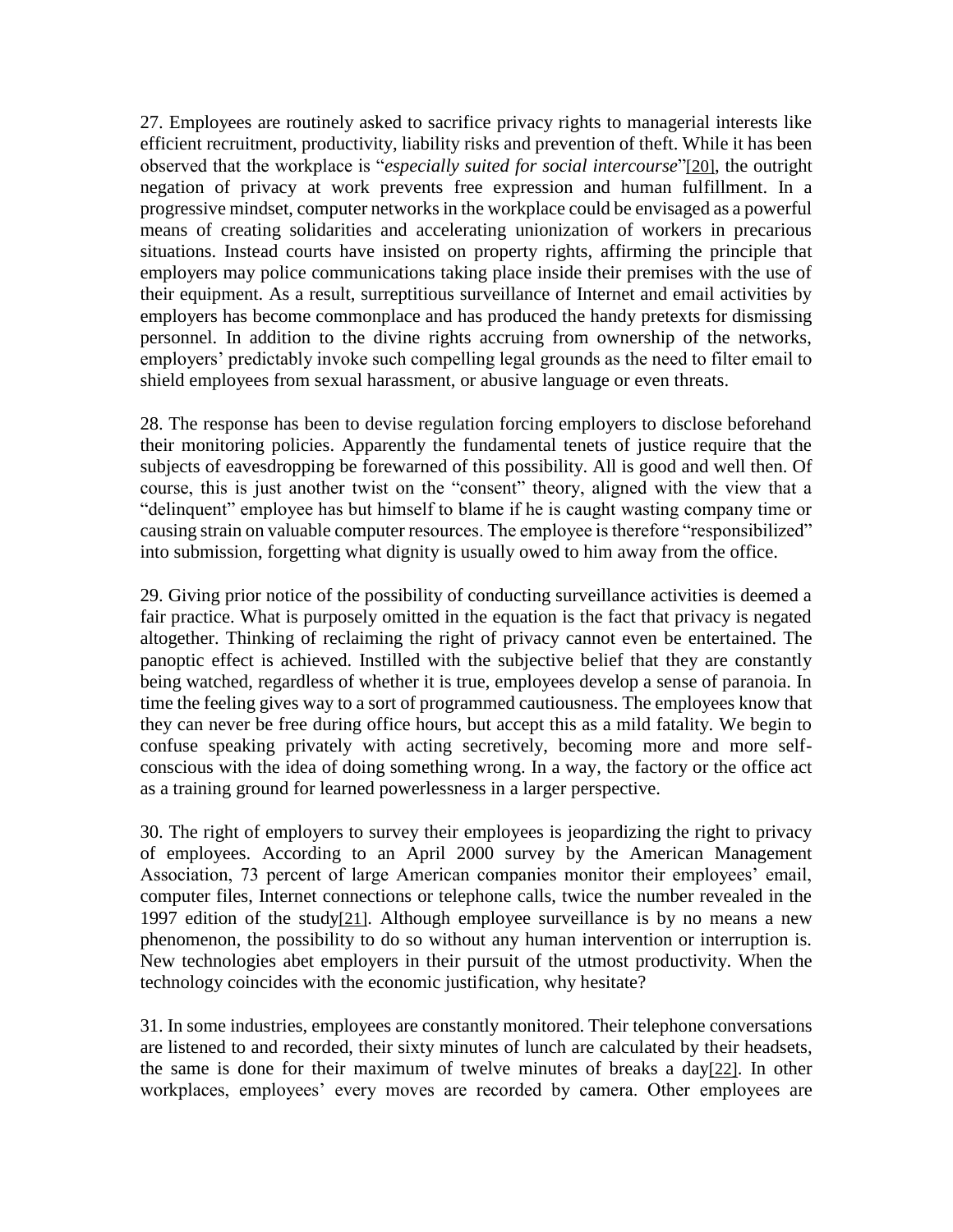27. Employees are routinely asked to sacrifice privacy rights to managerial interests like efficient recruitment, productivity, liability risks and prevention of theft. While it has been observed that the workplace is "*especially suited for social intercourse*"[20], the outright negation of privacy at work prevents free expression and human fulfillment. In a progressive mindset, computer networks in the workplace could be envisaged as a powerful means of creating solidarities and accelerating unionization of workers in precarious situations. Instead courts have insisted on property rights, affirming the principle that employers may police communications taking place inside their premises with the use of their equipment. As a result, surreptitious surveillance of Internet and email activities by employers has become commonplace and has produced the handy pretexts for dismissing personnel. In addition to the divine rights accruing from ownership of the networks, employers' predictably invoke such compelling legal grounds as the need to filter email to shield employees from sexual harassment, or abusive language or even threats.

28. The response has been to devise regulation forcing employers to disclose beforehand their monitoring policies. Apparently the fundamental tenets of justice require that the subjects of eavesdropping be forewarned of this possibility. All is good and well then. Of course, this is just another twist on the "consent" theory, aligned with the view that a "delinquent" employee has but himself to blame if he is caught wasting company time or causing strain on valuable computer resources. The employee is therefore "responsibilized" into submission, forgetting what dignity is usually owed to him away from the office.

29. Giving prior notice of the possibility of conducting surveillance activities is deemed a fair practice. What is purposely omitted in the equation is the fact that privacy is negated altogether. Thinking of reclaiming the right of privacy cannot even be entertained. The panoptic effect is achieved. Instilled with the subjective belief that they are constantly being watched, regardless of whether it is true, employees develop a sense of paranoia. In time the feeling gives way to a sort of programmed cautiousness. The employees know that they can never be free during office hours, but accept this as a mild fatality. We begin to confuse speaking privately with acting secretively, becoming more and more self-conscious with the idea of doing something wrong. In a way, the factory or the office act as a training ground for learned powerlessness in a larger perspective.

30. The right of employers to survey their employees is jeopardizing the right to privacy of employees. According to an April 2000 survey by the American Management Association, 73 percent of large American companies monitor their employees' email, computer files, Internet connections or telephone calls, twice the number revealed in the 1997 edition of the study[21]. Although employee surveillance is by no means a new phenomenon, the possibility to do so without any human intervention or interruption is. New technologies abet employers in their pursuit of the utmost productivity. When the technology coincides with the economic justification, why hesitate?

31. In some industries, employees are constantly monitored. Their telephone conversations are listened to and recorded, their sixty minutes of lunch are calculated by their headsets, the same is done for their maximum of twelve minutes of breaks a day[22]. In other workplaces, employees' every moves are recorded by camera. Other employees are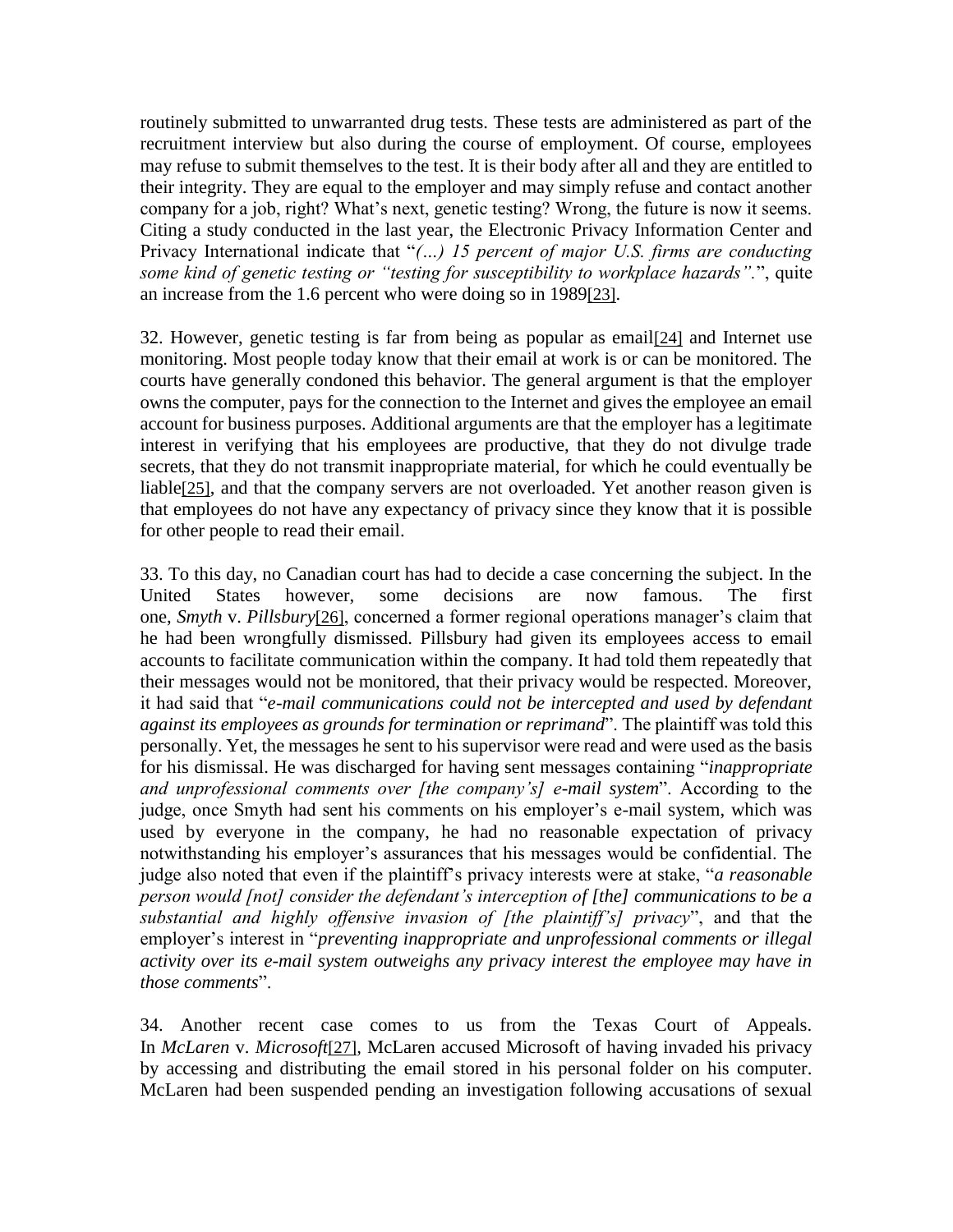routinely submitted to unwarranted drug tests. These tests are administered as part of the recruitment interview but also during the course of employment. Of course, employees may refuse to submit themselves to the test. It is their body after all and they are entitled to their integrity. They are equal to the employer and may simply refuse and contact another company for a job, right? What's next, genetic testing? Wrong, the future is now it seems. Citing a study conducted in the last year, the Electronic Privacy Information Center and Privacy International indicate that "*(…) 15 percent of major U.S. firms are conducting some kind of genetic testing or "testing for susceptibility to workplace hazards".*", quite an increase from the 1.6 percent who were doing so in 1989[23].

32. However, genetic testing is far from being as popular as email[24] and Internet use monitoring. Most people today know that their email at work is or can be monitored. The courts have generally condoned this behavior. The general argument is that the employer owns the computer, pays for the connection to the Internet and gives the employee an email account for business purposes. Additional arguments are that the employer has a legitimate interest in verifying that his employees are productive, that they do not divulge trade secrets, that they do not transmit inappropriate material, for which he could eventually be liable[25], and that the company servers are not overloaded. Yet another reason given is that employees do not have any expectancy of privacy since they know that it is possible for other people to read their email.

33. To this day, no Canadian court has had to decide a case concerning the subject. In the United States however, some decisions are now famous. The first one, *Smyth* v. *Pillsbury*[26], concerned a former regional operations manager's claim that he had been wrongfully dismissed. Pillsbury had given its employees access to email accounts to facilitate communication within the company. It had told them repeatedly that their messages would not be monitored, that their privacy would be respected. Moreover, it had said that "*e-mail communications could not be intercepted and used by defendant against its employees as grounds for termination or reprimand*". The plaintiff was told this personally. Yet, the messages he sent to his supervisor were read and were used as the basis for his dismissal. He was discharged for having sent messages containing "*inappropriate and unprofessional comments over [the company's] e-mail system*". According to the judge, once Smyth had sent his comments on his employer's e-mail system, which was used by everyone in the company, he had no reasonable expectation of privacy notwithstanding his employer's assurances that his messages would be confidential. The judge also noted that even if the plaintiff's privacy interests were at stake, "*a reasonable person would [not] consider the defendant's interception of [the] communications to be a substantial and highly offensive invasion of [the plaintiff's] privacy*", and that the employer's interest in "*preventing inappropriate and unprofessional comments or illegal activity over its e-mail system outweighs any privacy interest the employee may have in those comments*".

34. Another recent case comes to us from the Texas Court of Appeals. In *McLaren* v. *Microsoft*[27], McLaren accused Microsoft of having invaded his privacy by accessing and distributing the email stored in his personal folder on his computer. McLaren had been suspended pending an investigation following accusations of sexual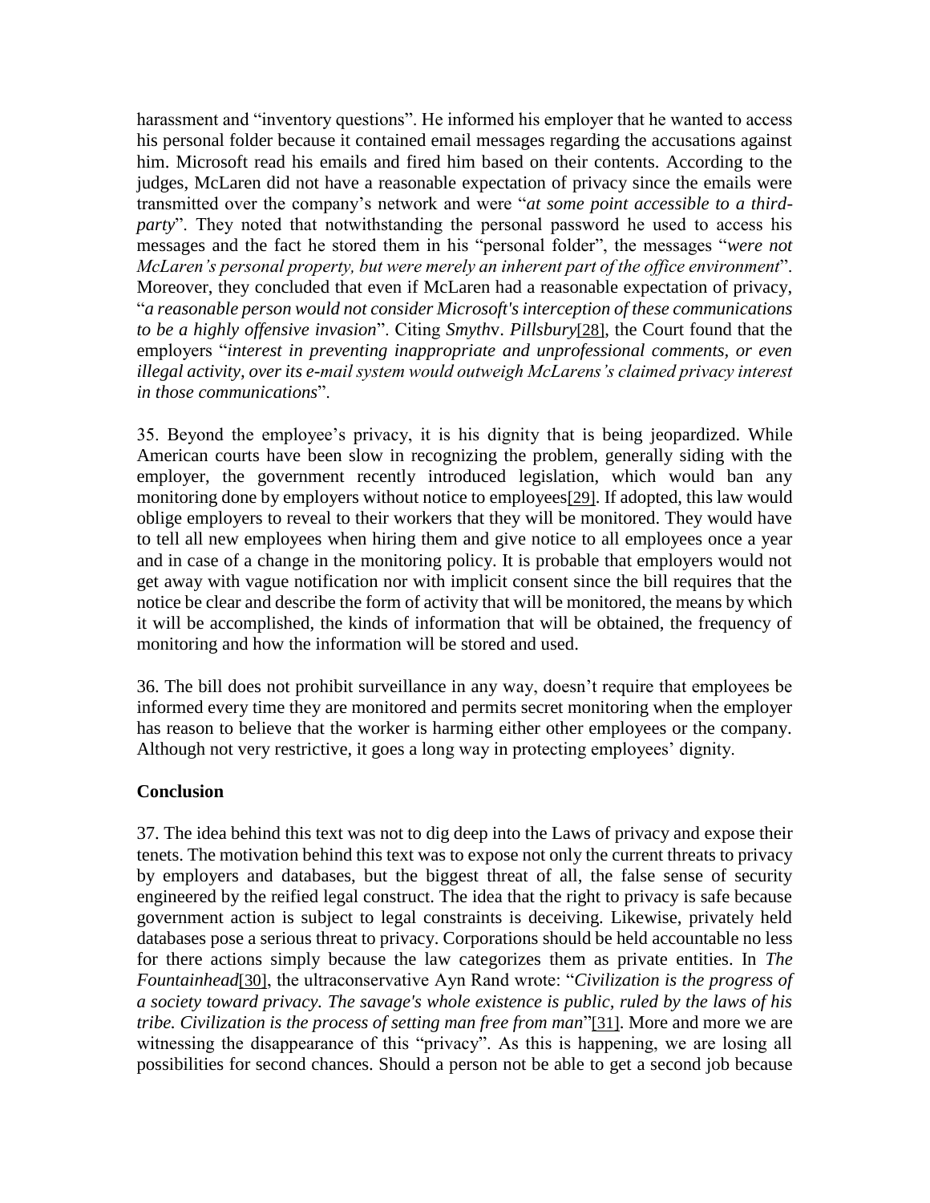harassment and "inventory questions". He informed his employer that he wanted to access his personal folder because it contained email messages regarding the accusations against him. Microsoft read his emails and fired him based on their contents. According to the judges, McLaren did not have a reasonable expectation of privacy since the emails were transmitted over the company's network and were "*at some point accessible to a third-party*". They noted that notwithstanding the personal password he used to access his messages and the fact he stored them in his "personal folder", the messages "*were not McLaren's personal property, but were merely an inherent part of the office environment*". Moreover, they concluded that even if McLaren had a reasonable expectation of privacy, "*a reasonable person would not consider Microsoft's interception of these communications to be a highly offensive invasion*". Citing *Smyth*v. *Pillsbury*[28], the Court found that the employers "*interest in preventing inappropriate and unprofessional comments, or even illegal activity, over its e-mail system would outweigh McLarens's claimed privacy interest in those communications*".

35. Beyond the employee's privacy, it is his dignity that is being jeopardized. While American courts have been slow in recognizing the problem, generally siding with the employer, the government recently introduced legislation, which would ban any monitoring done by employers without notice to employees[29]. If adopted, this law would oblige employers to reveal to their workers that they will be monitored. They would have to tell all new employees when hiring them and give notice to all employees once a year and in case of a change in the monitoring policy. It is probable that employers would not get away with vague notification nor with implicit consent since the bill requires that the notice be clear and describe the form of activity that will be monitored, the means by which it will be accomplished, the kinds of information that will be obtained, the frequency of monitoring and how the information will be stored and used.

36. The bill does not prohibit surveillance in any way, doesn't require that employees be informed every time they are monitored and permits secret monitoring when the employer has reason to believe that the worker is harming either other employees or the company. Although not very restrictive, it goes a long way in protecting employees' dignity.

## Conclusion

37. The idea behind this text was not to dig deep into the Laws of privacy and expose their tenets. The motivation behind this text was to expose not only the current threats to privacy by employers and databases, but the biggest threat of all, the false sense of security engineered by the reified legal construct. The idea that the right to privacy is safe because government action is subject to legal constraints is deceiving. Likewise, privately held databases pose a serious threat to privacy. Corporations should be held accountable no less for there actions simply because the law categorizes them as private entities. In *The Fountainhead*[30], the ultraconservative Ayn Rand wrote: "*Civilization is the progress of a society toward privacy. The savage's whole existence is public, ruled by the laws of his tribe. Civilization is the process of setting man free from man*"[31]. More and more we are witnessing the disappearance of this "privacy". As this is happening, we are losing all possibilities for second chances. Should a person not be able to get a second job because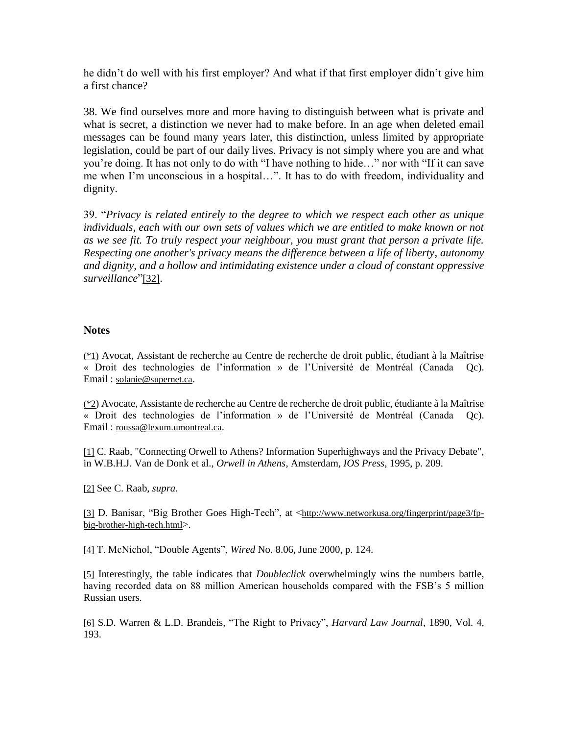he didn't do well with his first employer? And what if that first employer didn't give him a first chance?

38. We find ourselves more and more having to distinguish between what is private and what is secret, a distinction we never had to make before. In an age when deleted email messages can be found many years later, this distinction, unless limited by appropriate legislation, could be part of our daily lives. Privacy is not simply where you are and what you're doing. It has not only to do with "I have nothing to hide…" nor with "If it can save me when I'm unconscious in a hospital…". It has to do with freedom, individuality and dignity.

39. "*Privacy is related entirely to the degree to which we respect each other as unique individuals, each with our own sets of values which we are entitled to make known or not as we see fit. To truly respect your neighbour, you must grant that person a private life. Respecting one another's privacy means the difference between a life of liberty, autonomy and dignity, and a hollow and intimidating existence under a cloud of constant oppressive surveillance*"[32].

## Notes

(*1) Avocat, Assistant de recherche au Centre de recherche de droit public, étudiant à la Maîtrise « Droit des technologies de l'information » de l'Université de Montréal (Canada Qc). Email : solanie@supernet.ca.

(*2) Avocate, Assistante de recherche au Centre de recherche de droit public, étudiante à la Maîtrise « Droit des technologies de l'information » de l'Université de Montréal (Canada Qc). Email : roussa@lexum.umontreal.ca.

[1] C. Raab, "Connecting Orwell to Athens? Information Superhighways and the Privacy Debate", in W.B.H.J. Van de Donk et al., *Orwell in Athens*, Amsterdam, *IOS Press*, 1995, p. 209.

[2] See C. Raab, *supra*.

[3] D. Banisar, "Big Brother Goes High-Tech", at <http://www.networkusa.org/fingerprint/page3/fp-big-brother-high-tech.html>.

[4] T. McNichol, "Double Agents", *Wired* No. 8.06, June 2000, p. 124.

[5] Interestingly, the table indicates that *Doubleclick* overwhelmingly wins the numbers battle, having recorded data on 88 million American households compared with the FSB's 5 million Russian users.

[6] S.D. Warren & L.D. Brandeis, "The Right to Privacy", *Harvard Law Journal*, 1890, Vol. 4, 193.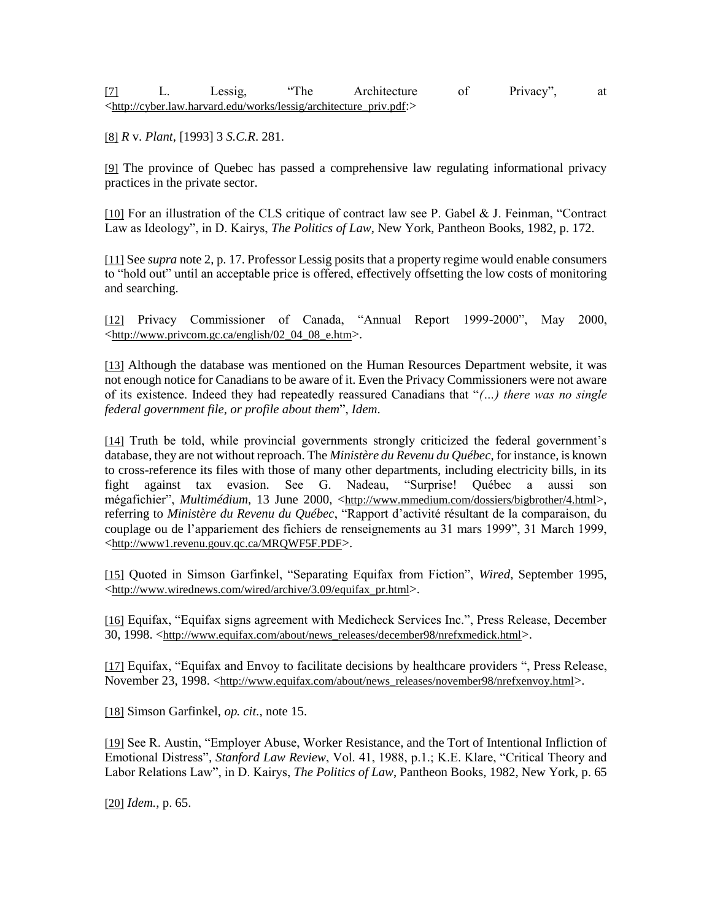[7] L. Lessig, "The Architecture of Privacy", at <http://cyber.law.harvard.edu/works/lessig/architecture_priv.pdf:>

[8] *R* v. *Plant*, [1993] 3 *S.C.R*. 281.

[9] The province of Quebec has passed a comprehensive law regulating informational privacy practices in the private sector.

[10] For an illustration of the CLS critique of contract law see P. Gabel & J. Feinman, "Contract Law as Ideology", in D. Kairys, *The Politics of Law*, New York, Pantheon Books, 1982, p. 172.

[11] See *supra* note 2, p. 17. Professor Lessig posits that a property regime would enable consumers to "hold out" until an acceptable price is offered, effectively offsetting the low costs of monitoring and searching.

[12] Privacy Commissioner of Canada, "Annual Report 1999-2000", May 2000, <http://www.privcom.gc.ca/english/02_04_08_e.htm>.

[13] Although the database was mentioned on the Human Resources Department website, it was not enough notice for Canadians to be aware of it. Even the Privacy Commissioners were not aware of its existence. Indeed they had repeatedly reassured Canadians that "*(…) there was no single federal government file, or profile about them*", *Idem*.

[14] Truth be told, while provincial governments strongly criticized the federal government's database, they are not without reproach. The *Ministère du Revenu du Québec*, for instance, is known to cross-reference its files with those of many other departments, including electricity bills, in its fight against tax evasion. See G. Nadeau, "Surprise! Québec a aussi son mégafichier", *Multimédium*, 13 June 2000, <http://www.mmedium.com/dossiers/bigbrother/4.html>, referring to *Ministère du Revenu du Québec*, "Rapport d'activité résultant de la comparaison, du couplage ou de l'appariement des fichiers de renseignements au 31 mars 1999", 31 March 1999, <http://www1.revenu.gouv.qc.ca/MRQWF5F.PDF>.

[15] Quoted in Simson Garfinkel, "Separating Equifax from Fiction", *Wired*, September 1995, <http://www.wirednews.com/wired/archive/3.09/equifax_pr.html>.

[16] Equifax, "Equifax signs agreement with Medicheck Services Inc.", Press Release, December 30, 1998. <http://www.equifax.com/about/news_releases/december98/nrefxmedick.html>.

[17] Equifax, "Equifax and Envoy to facilitate decisions by healthcare providers ", Press Release, November 23, 1998. <http://www.equifax.com/about/news_releases/november98/nrefxenvoy.html>.

[18] Simson Garfinkel, *op. cit.*, note 15.

[19] See R. Austin, "Employer Abuse, Worker Resistance, and the Tort of Intentional Infliction of Emotional Distress", *Stanford Law Review*, Vol. 41, 1988, p.1.; K.E. Klare, "Critical Theory and Labor Relations Law", in D. Kairys, *The Politics of Law*, Pantheon Books, 1982, New York, p. 65

[20] *Idem.*, p. 65.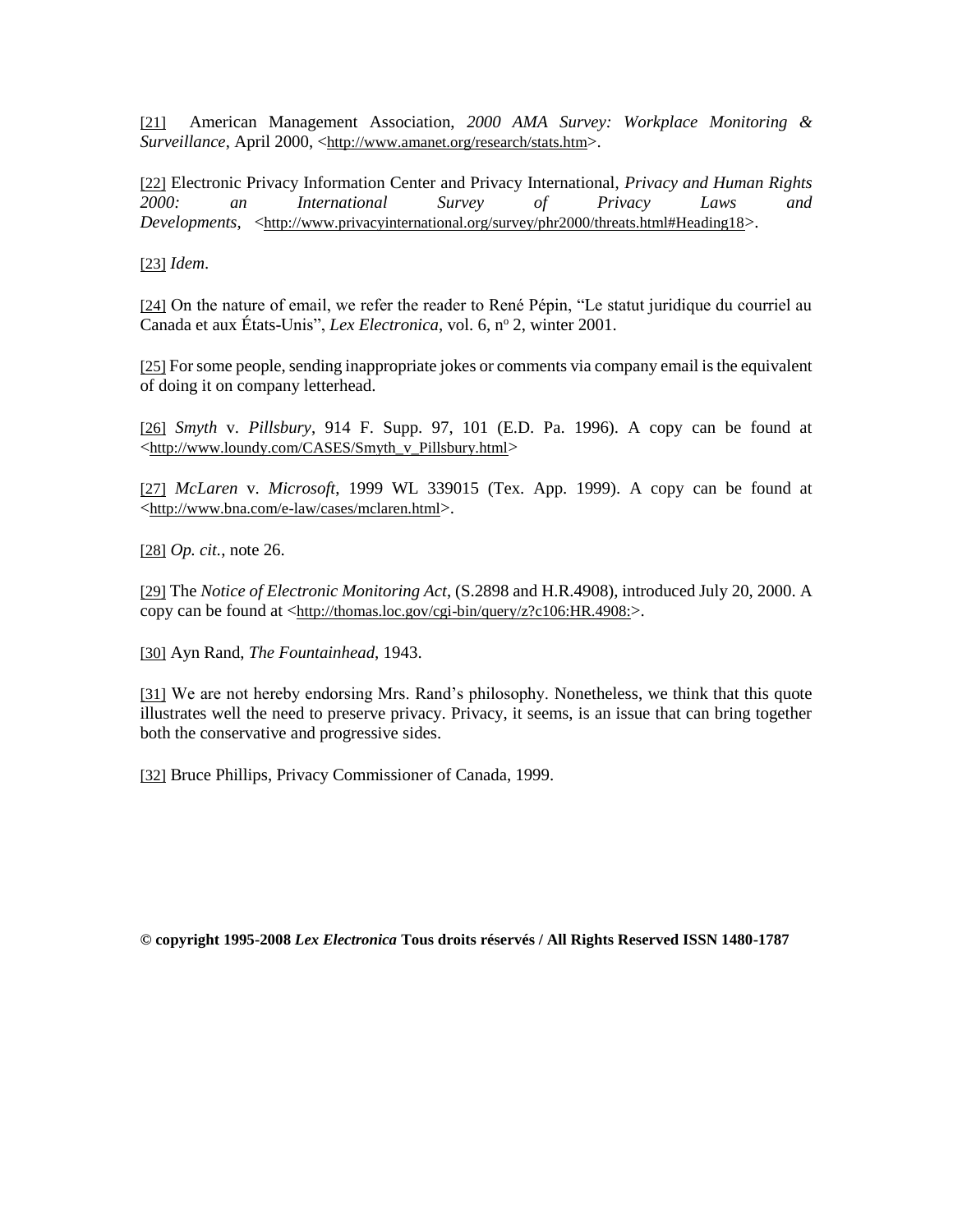[21] American Management Association, *2000 AMA Survey: Workplace Monitoring & Surveillance*, April 2000, <http://www.amanet.org/research/stats.htm>.

[22] Electronic Privacy Information Center and Privacy International, *Privacy and Human Rights 2000: an International Survey of Privacy Laws and Developments*, <http://www.privacyinternational.org/survey/phr2000/threats.html#Heading18>.

[23] *Idem*.

[24] On the nature of email, we refer the reader to René Pépin, "Le statut juridique du courriel au Canada et aux États-Unis", *Lex Electronica*, vol. 6, nº 2, winter 2001.

[25] For some people, sending inappropriate jokes or comments via company email is the equivalent of doing it on company letterhead.

[26] *Smyth* v. *Pillsbury*, 914 F. Supp. 97, 101 (E.D. Pa. 1996). A copy can be found at <http://www.loundy.com/CASES/Smyth_v_Pillsbury.html>

[27] *McLaren* v. *Microsoft*, 1999 WL 339015 (Tex. App. 1999). A copy can be found at <http://www.bna.com/e-law/cases/mclaren.html>.

[28] *Op. cit.*, note 26.

[29] The *Notice of Electronic Monitoring Act*, (S.2898 and H.R.4908), introduced July 20, 2000. A copy can be found at <http://thomas.loc.gov/cgi-bin/query/z?c106:HR.4908:>.

[30] Ayn Rand, *The Fountainhead*, 1943.

[31] We are not hereby endorsing Mrs. Rand's philosophy. Nonetheless, we think that this quote illustrates well the need to preserve privacy. Privacy, it seems, is an issue that can bring together both the conservative and progressive sides.

[32] Bruce Phillips, Privacy Commissioner of Canada, 1999.

**© copyright 1995-2008 *Lex Electronica* Tous droits réservés / All Rights Reserved ISSN 1480-1787**